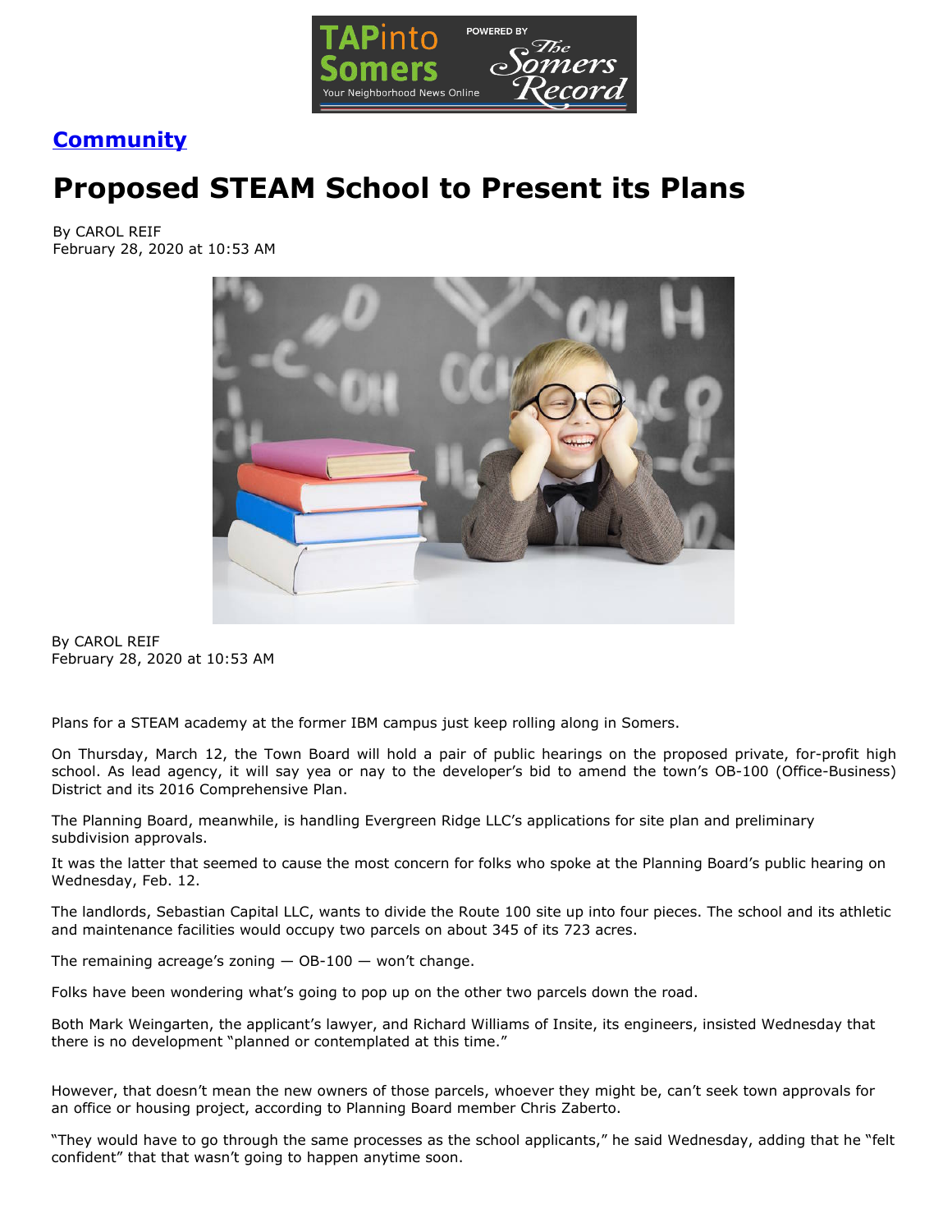**Community**

# Proposed STEAM School to Present its Plans

By CAROL REIF
February 28, 2020 at 10:53 AM

By CAROL REIF
February 28, 2020 at 10:53 AM

Plans for a STEAM academy at the former IBM campus just keep rolling along in Somers.

On Thursday, March 12, the Town Board will hold a pair of public hearings on the proposed private, for-profit high school. As lead agency, it will say yea or nay to the developer's bid to amend the town's OB-100 (Office-Business) District and its 2016 Comprehensive Plan.

The Planning Board, meanwhile, is handling Evergreen Ridge LLC's applications for site plan and preliminary subdivision approvals.

It was the latter that seemed to cause the most concern for folks who spoke at the Planning Board's public hearing on Wednesday, Feb. 12.

The landlords, Sebastian Capital LLC, wants to divide the Route 100 site up into four pieces. The school and its athletic and maintenance facilities would occupy two parcels on about 345 of its 723 acres.

The remaining acreage's zoning — OB-100 — won't change.

Folks have been wondering what's going to pop up on the other two parcels down the road.

Both Mark Weingarten, the applicant's lawyer, and Richard Williams of Insite, its engineers, insisted Wednesday that there is no development "planned or contemplated at this time."

However, that doesn't mean the new owners of those parcels, whoever they might be, can't seek town approvals for an office or housing project, according to Planning Board member Chris Zaberto.

"They would have to go through the same processes as the school applicants," he said Wednesday, adding that he "felt confident" that that wasn't going to happen anytime soon.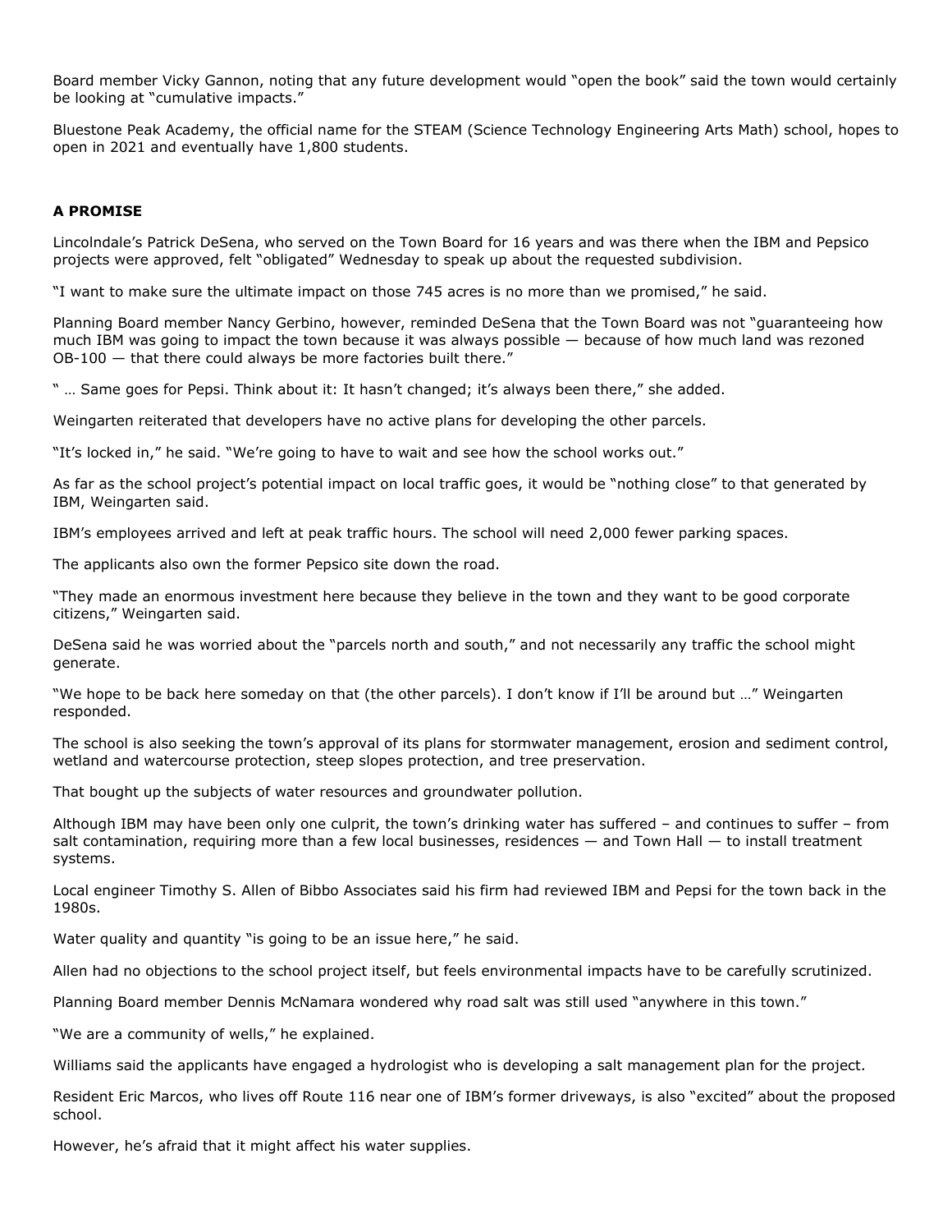Board member Vicky Gannon, noting that any future development would "open the book" said the town would certainly be looking at "cumulative impacts."

Bluestone Peak Academy, the official name for the STEAM (Science Technology Engineering Arts Math) school, hopes to open in 2021 and eventually have 1,800 students.

**A PROMISE**

Lincolndale's Patrick DeSena, who served on the Town Board for 16 years and was there when the IBM and Pepsico projects were approved, felt "obligated" Wednesday to speak up about the requested subdivision.

"I want to make sure the ultimate impact on those 745 acres is no more than we promised," he said.

Planning Board member Nancy Gerbino, however, reminded DeSena that the Town Board was not "guaranteeing how much IBM was going to impact the town because it was always possible — because of how much land was rezoned OB-100 — that there could always be more factories built there."

" … Same goes for Pepsi. Think about it: It hasn't changed; it's always been there," she added.

Weingarten reiterated that developers have no active plans for developing the other parcels.

"It's locked in," he said. "We're going to have to wait and see how the school works out."

As far as the school project's potential impact on local traffic goes, it would be "nothing close" to that generated by IBM, Weingarten said.

IBM's employees arrived and left at peak traffic hours. The school will need 2,000 fewer parking spaces.

The applicants also own the former Pepsico site down the road.

"They made an enormous investment here because they believe in the town and they want to be good corporate citizens," Weingarten said.

DeSena said he was worried about the "parcels north and south," and not necessarily any traffic the school might generate.

"We hope to be back here someday on that (the other parcels). I don't know if I'll be around but …" Weingarten responded.

The school is also seeking the town's approval of its plans for stormwater management, erosion and sediment control, wetland and watercourse protection, steep slopes protection, and tree preservation.

That bought up the subjects of water resources and groundwater pollution.

Although IBM may have been only one culprit, the town's drinking water has suffered – and continues to suffer – from salt contamination, requiring more than a few local businesses, residences — and Town Hall — to install treatment systems.

Local engineer Timothy S. Allen of Bibbo Associates said his firm had reviewed IBM and Pepsi for the town back in the 1980s.

Water quality and quantity "is going to be an issue here," he said.

Allen had no objections to the school project itself, but feels environmental impacts have to be carefully scrutinized.

Planning Board member Dennis McNamara wondered why road salt was still used "anywhere in this town."

"We are a community of wells," he explained.

Williams said the applicants have engaged a hydrologist who is developing a salt management plan for the project.

Resident Eric Marcos, who lives off Route 116 near one of IBM's former driveways, is also "excited" about the proposed school.

However, he's afraid that it might affect his water supplies.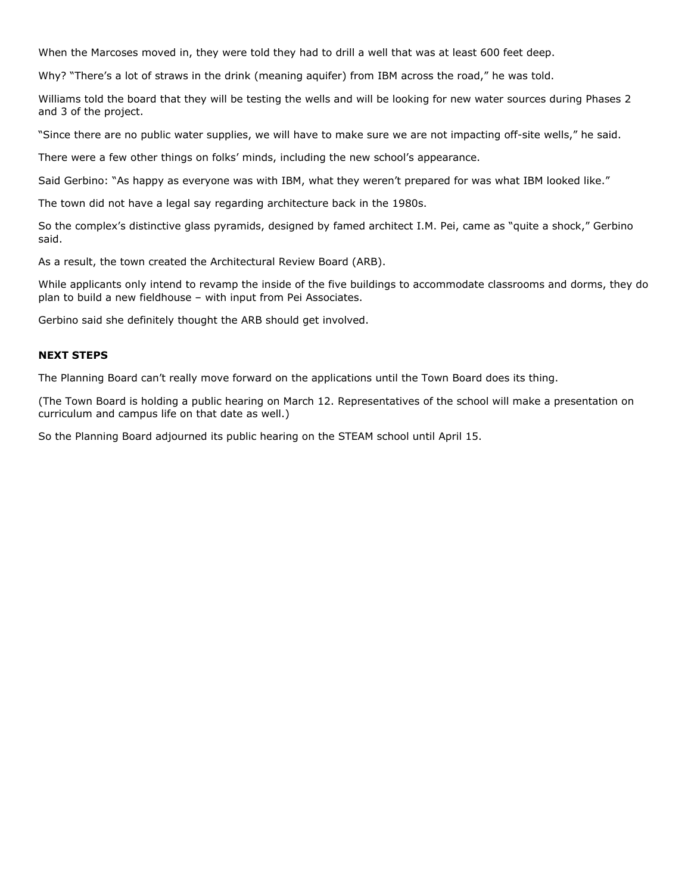When the Marcoses moved in, they were told they had to drill a well that was at least 600 feet deep.

Why? "There's a lot of straws in the drink (meaning aquifer) from IBM across the road," he was told.

Williams told the board that they will be testing the wells and will be looking for new water sources during Phases 2 and 3 of the project.

"Since there are no public water supplies, we will have to make sure we are not impacting off-site wells," he said.

There were a few other things on folks' minds, including the new school's appearance.

Said Gerbino: "As happy as everyone was with IBM, what they weren't prepared for was what IBM looked like."

The town did not have a legal say regarding architecture back in the 1980s.

So the complex's distinctive glass pyramids, designed by famed architect I.M. Pei, came as "quite a shock," Gerbino said.

As a result, the town created the Architectural Review Board (ARB).

While applicants only intend to revamp the inside of the five buildings to accommodate classrooms and dorms, they do plan to build a new fieldhouse – with input from Pei Associates.

Gerbino said she definitely thought the ARB should get involved.

**NEXT STEPS**

The Planning Board can't really move forward on the applications until the Town Board does its thing.

(The Town Board is holding a public hearing on March 12. Representatives of the school will make a presentation on curriculum and campus life on that date as well.)

So the Planning Board adjourned its public hearing on the STEAM school until April 15.